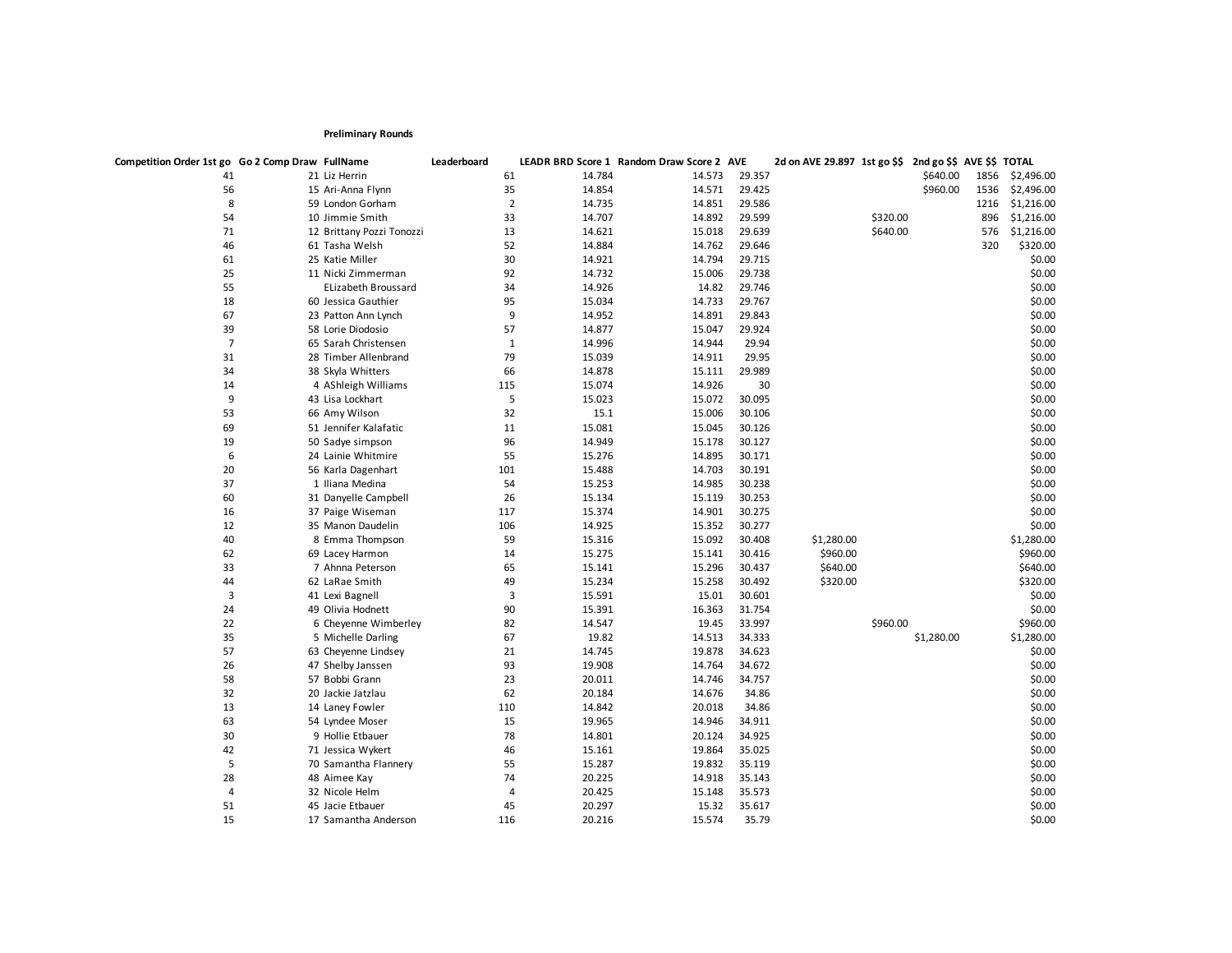**Preliminary Rounds**

| Competition Order 1st go | Go 2 Comp Draw | FullName | Leaderboard | LEADR BRD Score 1 | Random Draw Score 2 | AVE | 2d on AVE 29.897 | 1st go $$ | 2nd go $$ | AVE $$ | TOTAL |
|---|---|---|---|---|---|---|---|---|---|---|---|
| 41 | 21 | Liz Herrin | 61 | 14.784 | 14.573 | 29.357 | | | $640.00 | 1856 | $2,496.00 |
| 56 | 15 | Ari-Anna Flynn | 35 | 14.854 | 14.571 | 29.425 | | | $960.00 | 1536 | $2,496.00 |
| 8 | 59 | London Gorham | 2 | 14.735 | 14.851 | 29.586 | | | | 1216 | $1,216.00 |
| 54 | 10 | Jimmie Smith | 33 | 14.707 | 14.892 | 29.599 | | $320.00 | | 896 | $1,216.00 |
| 71 | 12 | Brittany Pozzi Tonozzi | 13 | 14.621 | 15.018 | 29.639 | | $640.00 | | 576 | $1,216.00 |
| 46 | 61 | Tasha Welsh | 52 | 14.884 | 14.762 | 29.646 | | | | 320 | $320.00 |
| 61 | 25 | Katie Miller | 30 | 14.921 | 14.794 | 29.715 | | | | | $0.00 |
| 25 | 11 | Nicki Zimmerman | 92 | 14.732 | 15.006 | 29.738 | | | | | $0.00 |
| 55 | | ELizabeth Broussard | 34 | 14.926 | 14.82 | 29.746 | | | | | $0.00 |
| 18 | 60 | Jessica Gauthier | 95 | 15.034 | 14.733 | 29.767 | | | | | $0.00 |
| 67 | 23 | Patton Ann Lynch | 9 | 14.952 | 14.891 | 29.843 | | | | | $0.00 |
| 39 | 58 | Lorie Diodosio | 57 | 14.877 | 15.047 | 29.924 | | | | | $0.00 |
| 7 | 65 | Sarah Christensen | 1 | 14.996 | 14.944 | 29.94 | | | | | $0.00 |
| 31 | 28 | Timber Allenbrand | 79 | 15.039 | 14.911 | 29.95 | | | | | $0.00 |
| 34 | 38 | Skyla Whitters | 66 | 14.878 | 15.111 | 29.989 | | | | | $0.00 |
| 14 | 4 | AShleigh Williams | 115 | 15.074 | 14.926 | 30 | | | | | $0.00 |
| 9 | 43 | Lisa Lockhart | 5 | 15.023 | 15.072 | 30.095 | | | | | $0.00 |
| 53 | 66 | Amy Wilson | 32 | 15.1 | 15.006 | 30.106 | | | | | $0.00 |
| 69 | 51 | Jennifer Kalafatic | 11 | 15.081 | 15.045 | 30.126 | | | | | $0.00 |
| 19 | 50 | Sadye simpson | 96 | 14.949 | 15.178 | 30.127 | | | | | $0.00 |
| 6 | 24 | Lainie Whitmire | 55 | 15.276 | 14.895 | 30.171 | | | | | $0.00 |
| 20 | 56 | Karla Dagenhart | 101 | 15.488 | 14.703 | 30.191 | | | | | $0.00 |
| 37 | 1 | Iliana Medina | 54 | 15.253 | 14.985 | 30.238 | | | | | $0.00 |
| 60 | 31 | Danyelle Campbell | 26 | 15.134 | 15.119 | 30.253 | | | | | $0.00 |
| 16 | 37 | Paige Wiseman | 117 | 15.374 | 14.901 | 30.275 | | | | | $0.00 |
| 12 | 35 | Manon Daudelin | 106 | 14.925 | 15.352 | 30.277 | | | | | $0.00 |
| 40 | 8 | Emma Thompson | 59 | 15.316 | 15.092 | 30.408 | $1,280.00 | | | | $1,280.00 |
| 62 | 69 | Lacey Harmon | 14 | 15.275 | 15.141 | 30.416 | $960.00 | | | | $960.00 |
| 33 | 7 | Ahnna Peterson | 65 | 15.141 | 15.296 | 30.437 | $640.00 | | | | $640.00 |
| 44 | 62 | LaRae Smith | 49 | 15.234 | 15.258 | 30.492 | $320.00 | | | | $320.00 |
| 3 | 41 | Lexi Bagnell | 3 | 15.591 | 15.01 | 30.601 | | | | | $0.00 |
| 24 | 49 | Olivia Hodnett | 90 | 15.391 | 16.363 | 31.754 | | | | | $0.00 |
| 22 | 6 | Cheyenne Wimberley | 82 | 14.547 | 19.45 | 33.997 | | $960.00 | | | $960.00 |
| 35 | 5 | Michelle Darling | 67 | 19.82 | 14.513 | 34.333 | | | $1,280.00 | | $1,280.00 |
| 57 | 63 | Cheyenne Lindsey | 21 | 14.745 | 19.878 | 34.623 | | | | | $0.00 |
| 26 | 47 | Shelby Janssen | 93 | 19.908 | 14.764 | 34.672 | | | | | $0.00 |
| 58 | 57 | Bobbi Grann | 23 | 20.011 | 14.746 | 34.757 | | | | | $0.00 |
| 32 | 20 | Jackie Jatzlau | 62 | 20.184 | 14.676 | 34.86 | | | | | $0.00 |
| 13 | 14 | Laney Fowler | 110 | 14.842 | 20.018 | 34.86 | | | | | $0.00 |
| 63 | 54 | Lyndee Moser | 15 | 19.965 | 14.946 | 34.911 | | | | | $0.00 |
| 30 | 9 | Hollie Etbauer | 78 | 14.801 | 20.124 | 34.925 | | | | | $0.00 |
| 42 | 71 | Jessica Wykert | 46 | 15.161 | 19.864 | 35.025 | | | | | $0.00 |
| 5 | 70 | Samantha Flannery | 55 | 15.287 | 19.832 | 35.119 | | | | | $0.00 |
| 28 | 48 | Aimee Kay | 74 | 20.225 | 14.918 | 35.143 | | | | | $0.00 |
| 4 | 32 | Nicole Helm | 4 | 20.425 | 15.148 | 35.573 | | | | | $0.00 |
| 51 | 45 | Jacie Etbauer | 45 | 20.297 | 15.32 | 35.617 | | | | | $0.00 |
| 15 | 17 | Samantha Anderson | 116 | 20.216 | 15.574 | 35.79 | | | | | $0.00 |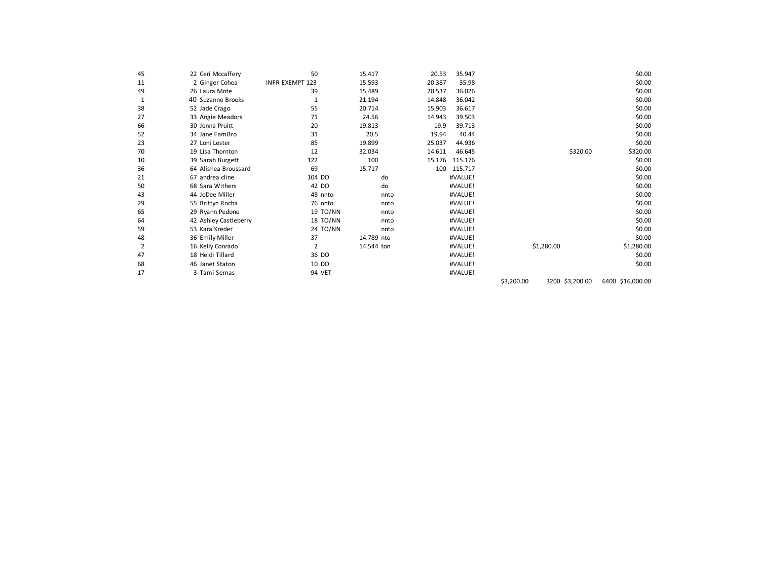| | | | | | | | | | | | | |
|---|---|---|---|---|---|---|---|---|---|---|---|---|
| 45 | 22 Ceri Mccaffery | 50 | | 15.417 | | 20.53 | 35.947 | | | | | $0.00 |
| 11 | 2 Ginger Cohea | INFR EXEMPT 123 | | 15.593 | | 20.387 | 35.98 | | | | | $0.00 |
| 49 | 26 Laura Mote | 39 | | 15.489 | | 20.537 | 36.026 | | | | | $0.00 |
| 1 | 40 Suzanne Brooks | 1 | | 21.194 | | 14.848 | 36.042 | | | | | $0.00 |
| 38 | 52 Jade Crago | 55 | | 20.714 | | 15.903 | 36.617 | | | | | $0.00 |
| 27 | 33 Angie Meadors | 71 | | 24.56 | | 14.943 | 39.503 | | | | | $0.00 |
| 66 | 30 Jenna Pruitt | 20 | | 19.813 | | 19.9 | 39.713 | | | | | $0.00 |
| 52 | 34 Jane FamBro | 31 | | 20.5 | | 19.94 | 40.44 | | | | | $0.00 |
| 23 | 27 Loni Lester | 85 | | 19.899 | | 25.037 | 44.936 | | | | | $0.00 |
| 70 | 19 Lisa Thornton | 12 | | 32.034 | | 14.611 | 46.645 | | | $320.00 | | $320.00 |
| 10 | 39 Sarah Burgett | 122 | | 100 | | 15.176 | 115.176 | | | | | $0.00 |
| 36 | 64 Alishea Broussard | 69 | | 15.717 | | 100 | 115.717 | | | | | $0.00 |
| 21 | 67 andrea cline | 104 | DO | | do | | #VALUE! | | | | | $0.00 |
| 50 | 68 Sara Withers | 42 | DO | | do | | #VALUE! | | | | | $0.00 |
| 43 | 44 JoDee Miller | 48 | nnto | | nnto | | #VALUE! | | | | | $0.00 |
| 29 | 55 Brittyn Rocha | 76 | nnto | | nnto | | #VALUE! | | | | | $0.00 |
| 65 | 29 Ryann Pedone | 19 | TO/NN | | nnto | | #VALUE! | | | | | $0.00 |
| 64 | 42 Ashley Castleberry | 18 | TO/NN | | nnto | | #VALUE! | | | | | $0.00 |
| 59 | 53 Kara Kreder | 24 | TO/NN | | nnto | | #VALUE! | | | | | $0.00 |
| 48 | 36 Emily Miller | 37 | | 14.789 | nto | | #VALUE! | | | | | $0.00 |
| 2 | 16 Kelly Conrado | 2 | | 14.544 | ton | | #VALUE! | | $1,280.00 | | | $1,280.00 |
| 47 | 18 Heidi Tillard | 36 | DO | | | | #VALUE! | | | | | $0.00 |
| 68 | 46 Janet Staton | 10 | DO | | | | #VALUE! | | | | | $0.00 |
| 17 | 3 Tami Semas | 94 | VET | | | | #VALUE! | | | | | |
| | | | | | | | | $3,200.00 | 3200 | $3,200.00 | 6400 | $16,000.00 |